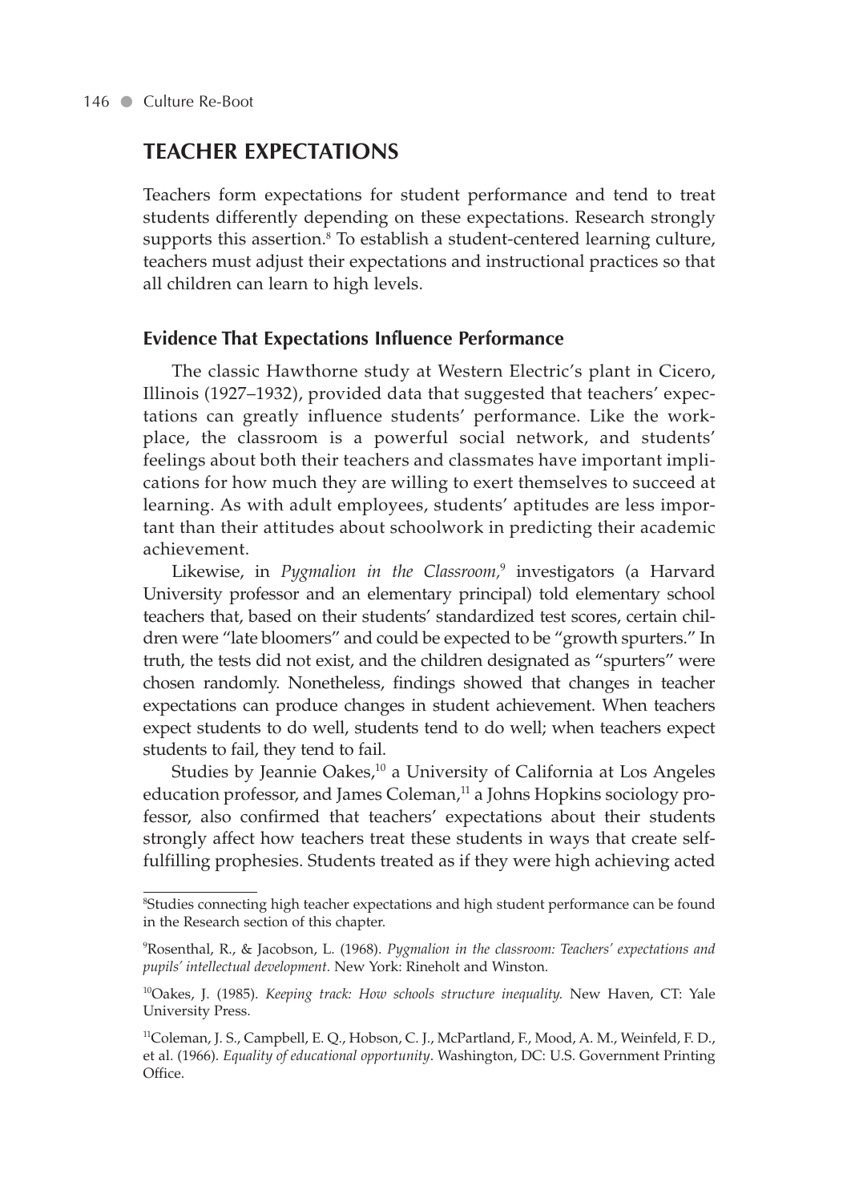## TEACHER EXPECTATIONS

Teachers form expectations for student performance and tend to treat students differently depending on these expectations. Research strongly supports this assertion.[8] To establish a student-centered learning culture, teachers must adjust their expectations and instructional practices so that all children can learn to high levels.

### Evidence That Expectations Influence Performance

The classic Hawthorne study at Western Electric's plant in Cicero, Illinois (1927–1932), provided data that suggested that teachers' expectations can greatly influence students' performance. Like the workplace, the classroom is a powerful social network, and students' feelings about both their teachers and classmates have important implications for how much they are willing to exert themselves to succeed at learning. As with adult employees, students' aptitudes are less important than their attitudes about schoolwork in predicting their academic achievement.

Likewise, in *Pygmalion in the Classroom,*[9] investigators (a Harvard University professor and an elementary principal) told elementary school teachers that, based on their students' standardized test scores, certain children were "late bloomers" and could be expected to be "growth spurters." In truth, the tests did not exist, and the children designated as "spurters" were chosen randomly. Nonetheless, findings showed that changes in teacher expectations can produce changes in student achievement. When teachers expect students to do well, students tend to do well; when teachers expect students to fail, they tend to fail.

Studies by Jeannie Oakes,[10] a University of California at Los Angeles education professor, and James Coleman,[11] a Johns Hopkins sociology professor, also confirmed that teachers' expectations about their students strongly affect how teachers treat these students in ways that create self-fulfilling prophesies. Students treated as if they were high achieving acted

---

[8] Studies connecting high teacher expectations and high student performance can be found in the Research section of this chapter.

[9] Rosenthal, R., & Jacobson, L. (1968). *Pygmalion in the classroom: Teachers' expectations and pupils' intellectual development.* New York: Rineholt and Winston.

[10] Oakes, J. (1985). *Keeping track: How schools structure inequality.* New Haven, CT: Yale University Press.

[11] Coleman, J. S., Campbell, E. Q., Hobson, C. J., McPartland, F., Mood, A. M., Weinfeld, F. D., et al. (1966). *Equality of educational opportunity*. Washington, DC: U.S. Government Printing Office.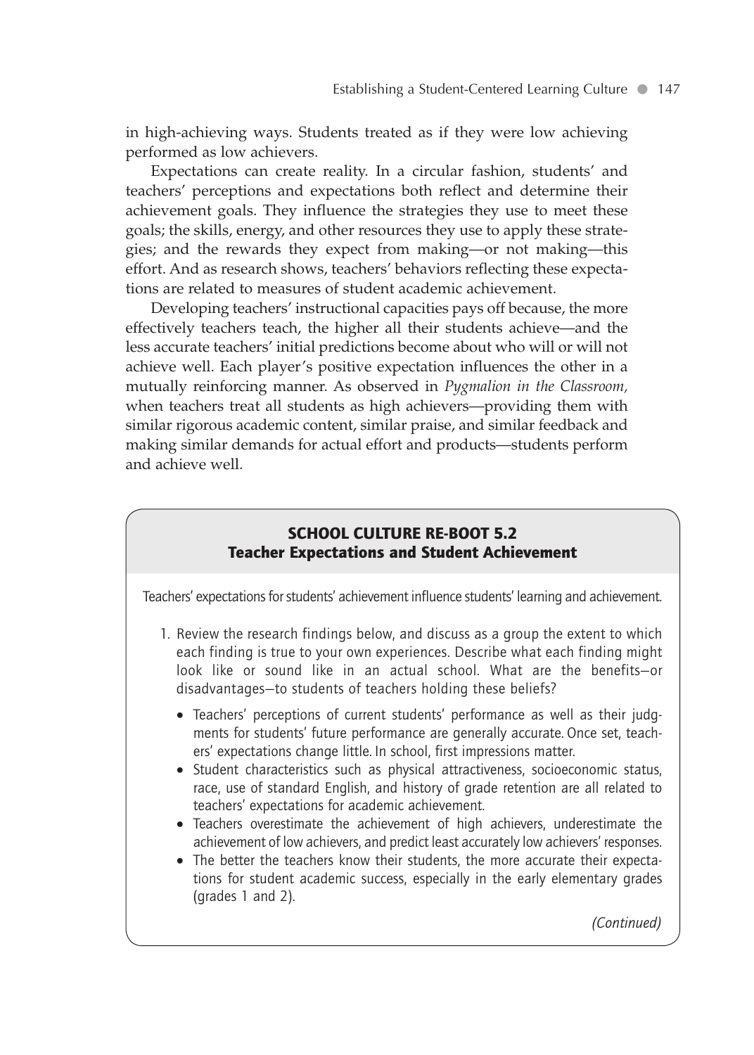in high-achieving ways. Students treated as if they were low achieving performed as low achievers.

Expectations can create reality. In a circular fashion, students' and teachers' perceptions and expectations both reflect and determine their achievement goals. They influence the strategies they use to meet these goals; the skills, energy, and other resources they use to apply these strategies; and the rewards they expect from making—or not making—this effort. And as research shows, teachers' behaviors reflecting these expectations are related to measures of student academic achievement.

Developing teachers' instructional capacities pays off because, the more effectively teachers teach, the higher all their students achieve—and the less accurate teachers' initial predictions become about who will or will not achieve well. Each player's positive expectation influences the other in a mutually reinforcing manner. As observed in *Pygmalion in the Classroom,* when teachers treat all students as high achievers—providing them with similar rigorous academic content, similar praise, and similar feedback and making similar demands for actual effort and products—students perform and achieve well.

## SCHOOL CULTURE RE-BOOT 5.2
## Teacher Expectations and Student Achievement

Teachers' expectations for students' achievement influence students' learning and achievement.

1. Review the research findings below, and discuss as a group the extent to which each finding is true to your own experiences. Describe what each finding might look like or sound like in an actual school. What are the benefits—or disadvantages—to students of teachers holding these beliefs?

   - Teachers' perceptions of current students' performance as well as their judgments for students' future performance are generally accurate. Once set, teachers' expectations change little. In school, first impressions matter.
   - Student characteristics such as physical attractiveness, socioeconomic status, race, use of standard English, and history of grade retention are all related to teachers' expectations for academic achievement.
   - Teachers overestimate the achievement of high achievers, underestimate the achievement of low achievers, and predict least accurately low achievers' responses.
   - The better the teachers know their students, the more accurate their expectations for student academic success, especially in the early elementary grades (grades 1 and 2).

*(Continued)*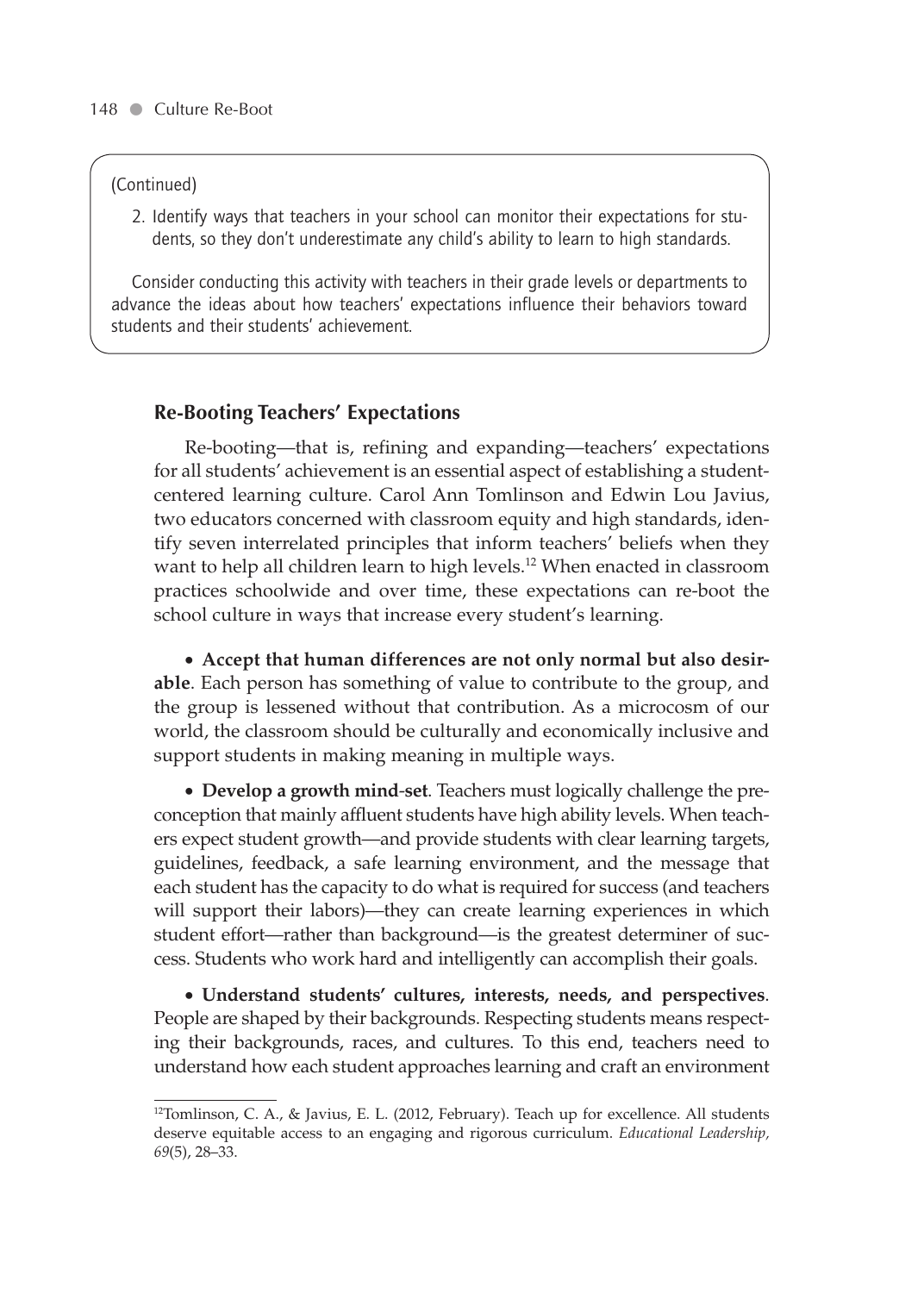(Continued)

2. Identify ways that teachers in your school can monitor their expectations for students, so they don't underestimate any child's ability to learn to high standards.

Consider conducting this activity with teachers in their grade levels or departments to advance the ideas about how teachers' expectations influence their behaviors toward students and their students' achievement.

### Re-Booting Teachers' Expectations

Re-booting—that is, refining and expanding—teachers' expectations for all students' achievement is an essential aspect of establishing a student-centered learning culture. Carol Ann Tomlinson and Edwin Lou Javius, two educators concerned with classroom equity and high standards, identify seven interrelated principles that inform teachers' beliefs when they want to help all children learn to high levels.[12] When enacted in classroom practices schoolwide and over time, these expectations can re-boot the school culture in ways that increase every student's learning.

- **Accept that human differences are not only normal but also desirable**. Each person has something of value to contribute to the group, and the group is lessened without that contribution. As a microcosm of our world, the classroom should be culturally and economically inclusive and support students in making meaning in multiple ways.

- **Develop a growth mind-set**. Teachers must logically challenge the preconception that mainly affluent students have high ability levels. When teachers expect student growth—and provide students with clear learning targets, guidelines, feedback, a safe learning environment, and the message that each student has the capacity to do what is required for success (and teachers will support their labors)—they can create learning experiences in which student effort—rather than background—is the greatest determiner of success. Students who work hard and intelligently can accomplish their goals.

- **Understand students' cultures, interests, needs, and perspectives**. People are shaped by their backgrounds. Respecting students means respecting their backgrounds, races, and cultures. To this end, teachers need to understand how each student approaches learning and craft an environment

[12] Tomlinson, C. A., & Javius, E. L. (2012, February). Teach up for excellence. All students deserve equitable access to an engaging and rigorous curriculum. *Educational Leadership, 69*(5), 28–33.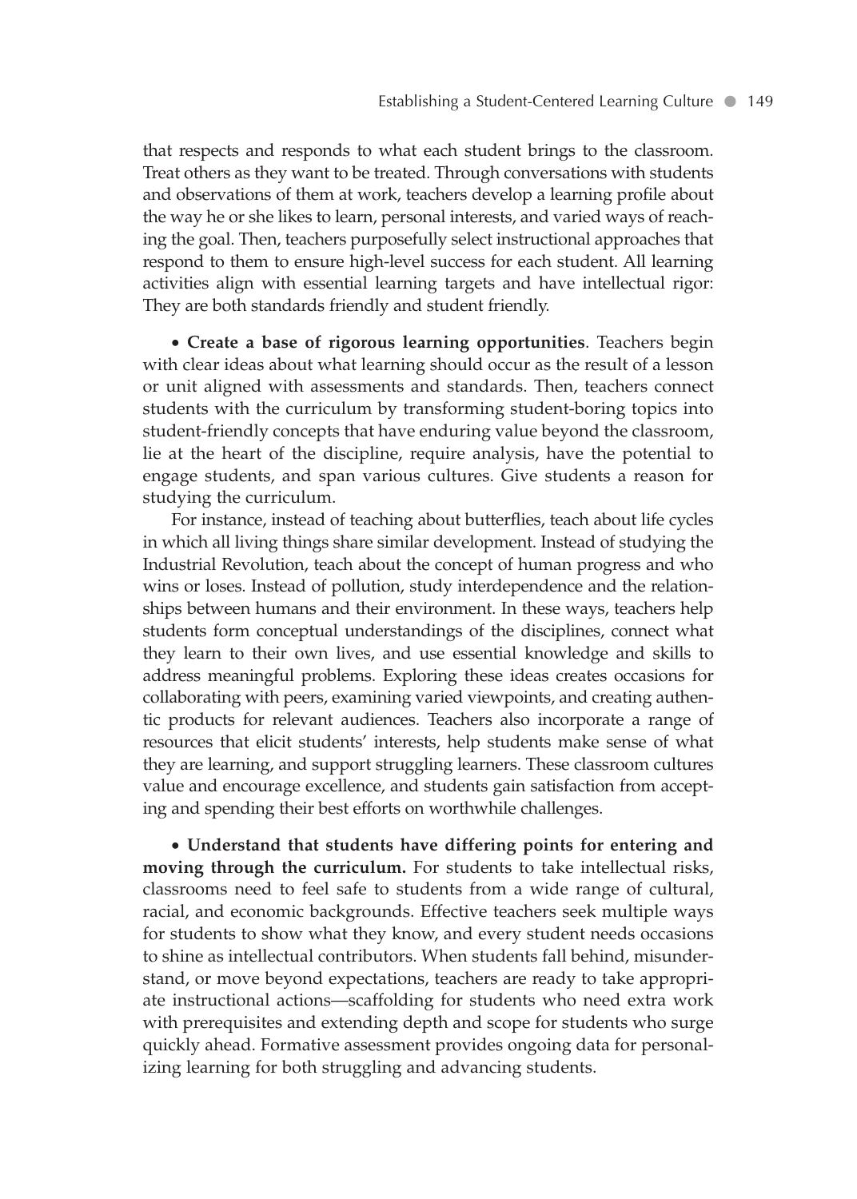that respects and responds to what each student brings to the classroom. Treat others as they want to be treated. Through conversations with students and observations of them at work, teachers develop a learning profile about the way he or she likes to learn, personal interests, and varied ways of reaching the goal. Then, teachers purposefully select instructional approaches that respond to them to ensure high-level success for each student. All learning activities align with essential learning targets and have intellectual rigor: They are both standards friendly and student friendly.

- **Create a base of rigorous learning opportunities**. Teachers begin with clear ideas about what learning should occur as the result of a lesson or unit aligned with assessments and standards. Then, teachers connect students with the curriculum by transforming student-boring topics into student-friendly concepts that have enduring value beyond the classroom, lie at the heart of the discipline, require analysis, have the potential to engage students, and span various cultures. Give students a reason for studying the curriculum.

For instance, instead of teaching about butterflies, teach about life cycles in which all living things share similar development. Instead of studying the Industrial Revolution, teach about the concept of human progress and who wins or loses. Instead of pollution, study interdependence and the relationships between humans and their environment. In these ways, teachers help students form conceptual understandings of the disciplines, connect what they learn to their own lives, and use essential knowledge and skills to address meaningful problems. Exploring these ideas creates occasions for collaborating with peers, examining varied viewpoints, and creating authentic products for relevant audiences. Teachers also incorporate a range of resources that elicit students' interests, help students make sense of what they are learning, and support struggling learners. These classroom cultures value and encourage excellence, and students gain satisfaction from accepting and spending their best efforts on worthwhile challenges.

- **Understand that students have differing points for entering and moving through the curriculum.** For students to take intellectual risks, classrooms need to feel safe to students from a wide range of cultural, racial, and economic backgrounds. Effective teachers seek multiple ways for students to show what they know, and every student needs occasions to shine as intellectual contributors. When students fall behind, misunderstand, or move beyond expectations, teachers are ready to take appropriate instructional actions—scaffolding for students who need extra work with prerequisites and extending depth and scope for students who surge quickly ahead. Formative assessment provides ongoing data for personalizing learning for both struggling and advancing students.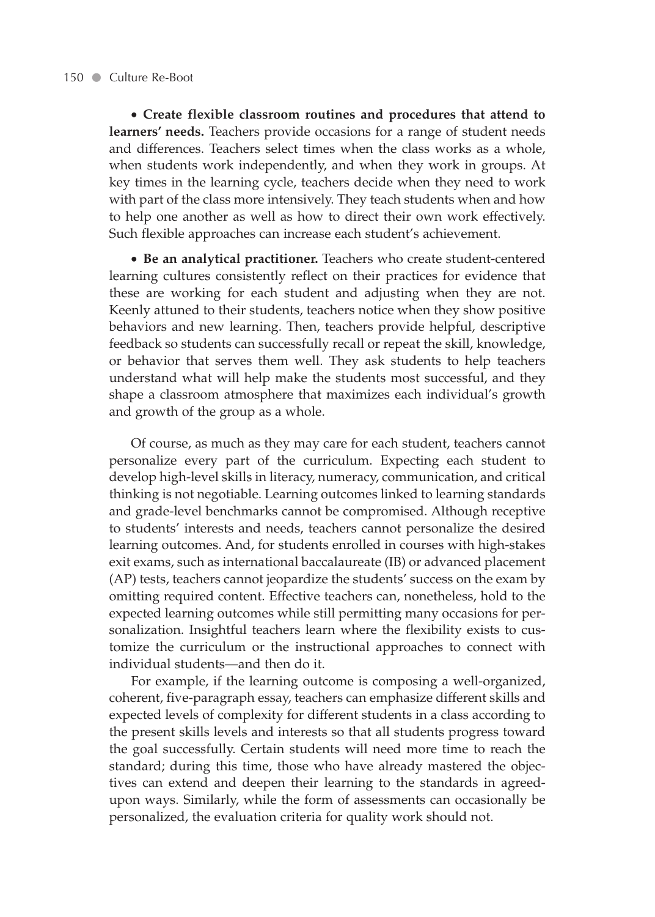- **Create flexible classroom routines and procedures that attend to learners' needs.** Teachers provide occasions for a range of student needs and differences. Teachers select times when the class works as a whole, when students work independently, and when they work in groups. At key times in the learning cycle, teachers decide when they need to work with part of the class more intensively. They teach students when and how to help one another as well as how to direct their own work effectively. Such flexible approaches can increase each student's achievement.

- **Be an analytical practitioner.** Teachers who create student-centered learning cultures consistently reflect on their practices for evidence that these are working for each student and adjusting when they are not. Keenly attuned to their students, teachers notice when they show positive behaviors and new learning. Then, teachers provide helpful, descriptive feedback so students can successfully recall or repeat the skill, knowledge, or behavior that serves them well. They ask students to help teachers understand what will help make the students most successful, and they shape a classroom atmosphere that maximizes each individual's growth and growth of the group as a whole.

Of course, as much as they may care for each student, teachers cannot personalize every part of the curriculum. Expecting each student to develop high-level skills in literacy, numeracy, communication, and critical thinking is not negotiable. Learning outcomes linked to learning standards and grade-level benchmarks cannot be compromised. Although receptive to students' interests and needs, teachers cannot personalize the desired learning outcomes. And, for students enrolled in courses with high-stakes exit exams, such as international baccalaureate (IB) or advanced placement (AP) tests, teachers cannot jeopardize the students' success on the exam by omitting required content. Effective teachers can, nonetheless, hold to the expected learning outcomes while still permitting many occasions for personalization. Insightful teachers learn where the flexibility exists to customize the curriculum or the instructional approaches to connect with individual students—and then do it.

For example, if the learning outcome is composing a well-organized, coherent, five-paragraph essay, teachers can emphasize different skills and expected levels of complexity for different students in a class according to the present skills levels and interests so that all students progress toward the goal successfully. Certain students will need more time to reach the standard; during this time, those who have already mastered the objectives can extend and deepen their learning to the standards in agreed-upon ways. Similarly, while the form of assessments can occasionally be personalized, the evaluation criteria for quality work should not.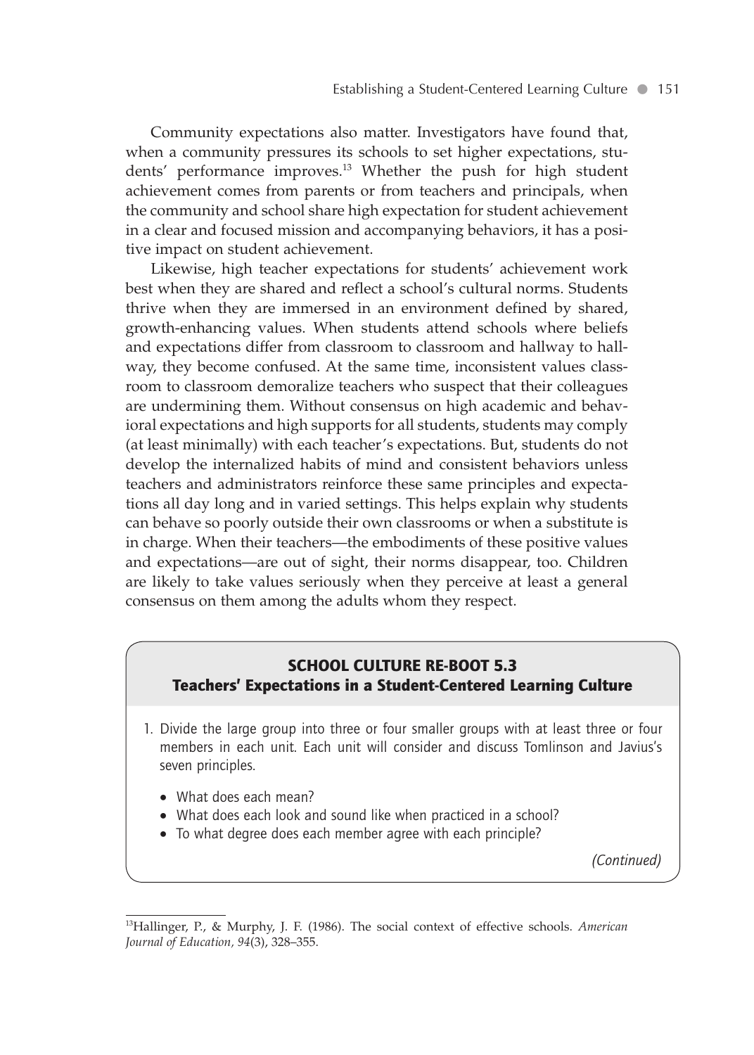Community expectations also matter. Investigators have found that, when a community pressures its schools to set higher expectations, students' performance improves.[13] Whether the push for high student achievement comes from parents or from teachers and principals, when the community and school share high expectation for student achievement in a clear and focused mission and accompanying behaviors, it has a positive impact on student achievement.

Likewise, high teacher expectations for students' achievement work best when they are shared and reflect a school's cultural norms. Students thrive when they are immersed in an environment defined by shared, growth-enhancing values. When students attend schools where beliefs and expectations differ from classroom to classroom and hallway to hallway, they become confused. At the same time, inconsistent values classroom to classroom demoralize teachers who suspect that their colleagues are undermining them. Without consensus on high academic and behavioral expectations and high supports for all students, students may comply (at least minimally) with each teacher's expectations. But, students do not develop the internalized habits of mind and consistent behaviors unless teachers and administrators reinforce these same principles and expectations all day long and in varied settings. This helps explain why students can behave so poorly outside their own classrooms or when a substitute is in charge. When their teachers—the embodiments of these positive values and expectations—are out of sight, their norms disappear, too. Children are likely to take values seriously when they perceive at least a general consensus on them among the adults whom they respect.

### SCHOOL CULTURE RE-BOOT 5.3
### Teachers' Expectations in a Student-Centered Learning Culture

1. Divide the large group into three or four smaller groups with at least three or four members in each unit. Each unit will consider and discuss Tomlinson and Javius's seven principles.
   - What does each mean?
   - What does each look and sound like when practiced in a school?
   - To what degree does each member agree with each principle?

*(Continued)*

---

[13] Hallinger, P., & Murphy, J. F. (1986). The social context of effective schools. *American Journal of Education, 94*(3), 328–355.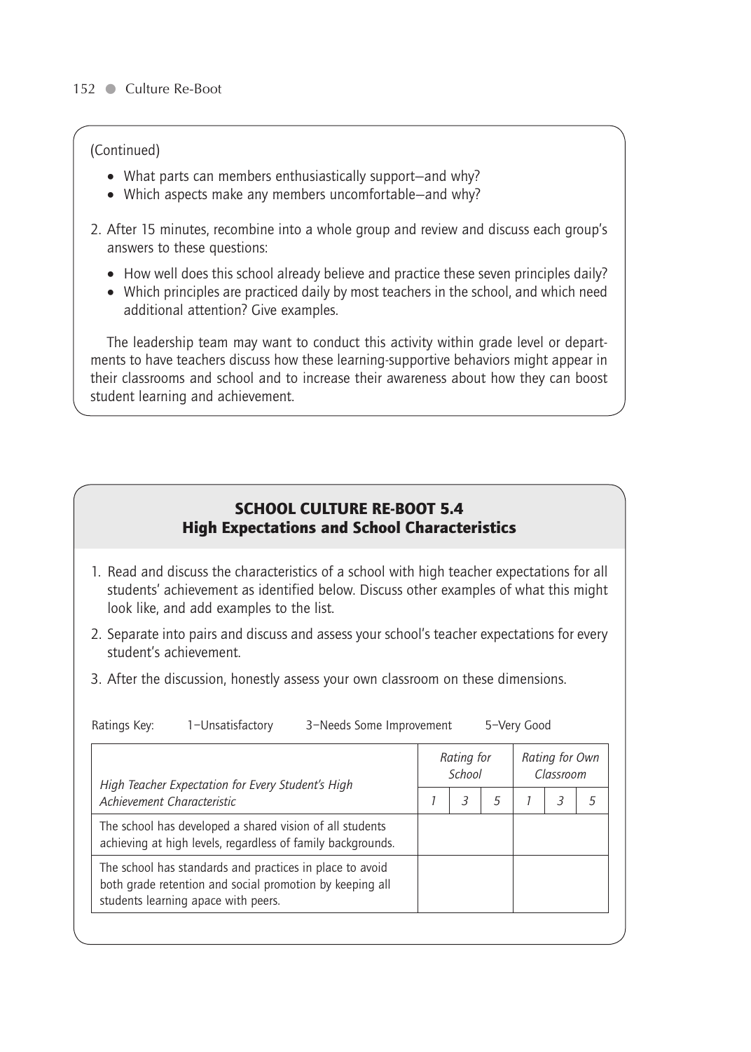(Continued)

- What parts can members enthusiastically support—and why?
- Which aspects make any members uncomfortable—and why?

2. After 15 minutes, recombine into a whole group and review and discuss each group's answers to these questions:
   - How well does this school already believe and practice these seven principles daily?
   - Which principles are practiced daily by most teachers in the school, and which need additional attention? Give examples.

The leadership team may want to conduct this activity within grade level or departments to have teachers discuss how these learning-supportive behaviors might appear in their classrooms and school and to increase their awareness about how they can boost student learning and achievement.

## SCHOOL CULTURE RE-BOOT 5.4
## High Expectations and School Characteristics

1. Read and discuss the characteristics of a school with high teacher expectations for all students' achievement as identified below. Discuss other examples of what this might look like, and add examples to the list.
2. Separate into pairs and discuss and assess your school's teacher expectations for every student's achievement.
3. After the discussion, honestly assess your own classroom on these dimensions.

Ratings Key: 1–Unsatisfactory 3–Needs Some Improvement 5–Very Good

| *High Teacher Expectation for Every Student's High Achievement Characteristic* | *Rating for School* | | | *Rating for Own Classroom* | | |
|---|---|---|---|---|---|---|
| | *1* | *3* | *5* | *1* | *3* | *5* |
| The school has developed a shared vision of all students achieving at high levels, regardless of family backgrounds. | | | | | | |
| The school has standards and practices in place to avoid both grade retention and social promotion by keeping all students learning apace with peers. | | | | | | |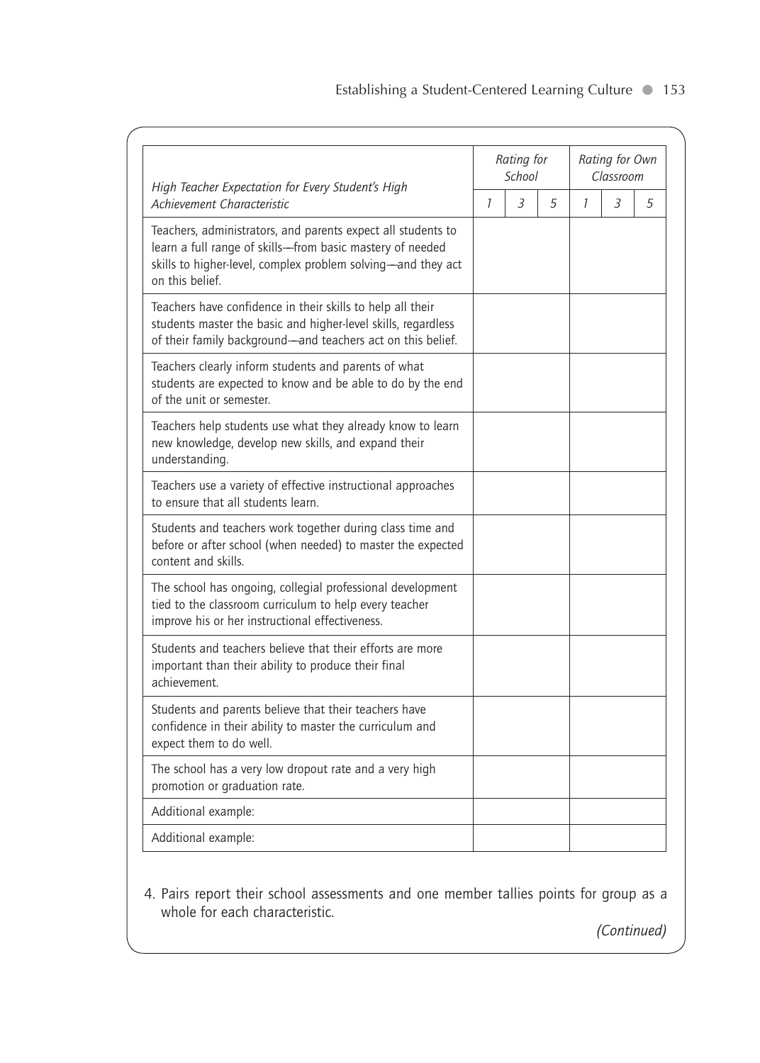| *High Teacher Expectation for Every Student's High Achievement Characteristic* | *Rating for School* | | | *Rating for Own Classroom* | | |
|---|---|---|---|---|---|---|
| | *1* | *3* | *5* | *1* | *3* | *5* |
| Teachers, administrators, and parents expect all students to learn a full range of skills—from basic mastery of needed skills to higher-level, complex problem solving—and they act on this belief. | | | | | | |
| Teachers have confidence in their skills to help all their students master the basic and higher-level skills, regardless of their family background—and teachers act on this belief. | | | | | | |
| Teachers clearly inform students and parents of what students are expected to know and be able to do by the end of the unit or semester. | | | | | | |
| Teachers help students use what they already know to learn new knowledge, develop new skills, and expand their understanding. | | | | | | |
| Teachers use a variety of effective instructional approaches to ensure that all students learn. | | | | | | |
| Students and teachers work together during class time and before or after school (when needed) to master the expected content and skills. | | | | | | |
| The school has ongoing, collegial professional development tied to the classroom curriculum to help every teacher improve his or her instructional effectiveness. | | | | | | |
| Students and teachers believe that their efforts are more important than their ability to produce their final achievement. | | | | | | |
| Students and parents believe that their teachers have confidence in their ability to master the curriculum and expect them to do well. | | | | | | |
| The school has a very low dropout rate and a very high promotion or graduation rate. | | | | | | |
| Additional example: | | | | | | |
| Additional example: | | | | | | |

4. Pairs report their school assessments and one member tallies points for group as a whole for each characteristic.

*(Continued)*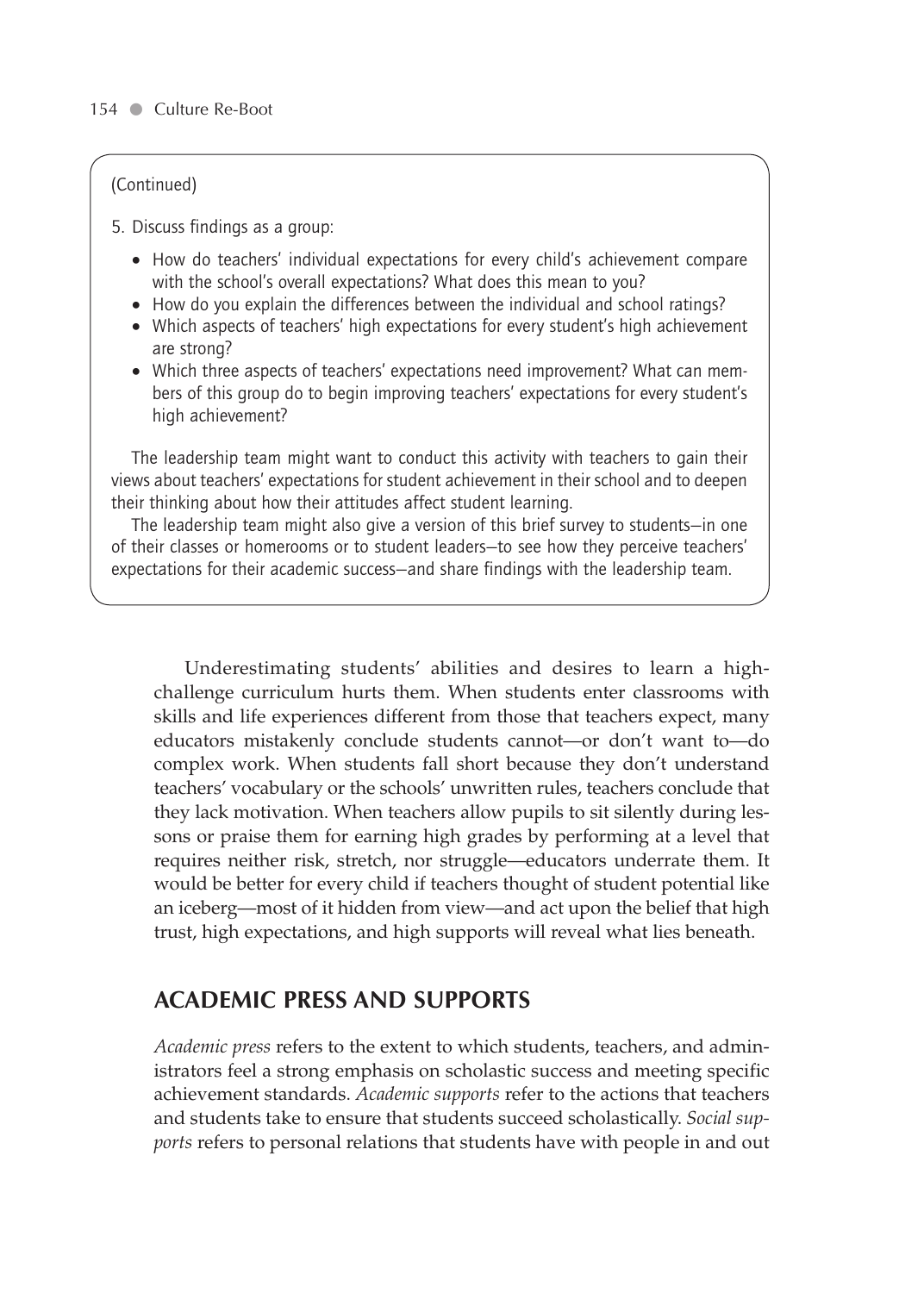(Continued)

5. Discuss findings as a group:
   - How do teachers' individual expectations for every child's achievement compare with the school's overall expectations? What does this mean to you?
   - How do you explain the differences between the individual and school ratings?
   - Which aspects of teachers' high expectations for every student's high achievement are strong?
   - Which three aspects of teachers' expectations need improvement? What can members of this group do to begin improving teachers' expectations for every student's high achievement?

The leadership team might want to conduct this activity with teachers to gain their views about teachers' expectations for student achievement in their school and to deepen their thinking about how their attitudes affect student learning.

The leadership team might also give a version of this brief survey to students—in one of their classes or homerooms or to student leaders—to see how they perceive teachers' expectations for their academic success—and share findings with the leadership team.

Underestimating students' abilities and desires to learn a high-challenge curriculum hurts them. When students enter classrooms with skills and life experiences different from those that teachers expect, many educators mistakenly conclude students cannot—or don't want to—do complex work. When students fall short because they don't understand teachers' vocabulary or the schools' unwritten rules, teachers conclude that they lack motivation. When teachers allow pupils to sit silently during lessons or praise them for earning high grades by performing at a level that requires neither risk, stretch, nor struggle—educators underrate them. It would be better for every child if teachers thought of student potential like an iceberg—most of it hidden from view—and act upon the belief that high trust, high expectations, and high supports will reveal what lies beneath.

## ACADEMIC PRESS AND SUPPORTS

*Academic press* refers to the extent to which students, teachers, and administrators feel a strong emphasis on scholastic success and meeting specific achievement standards. *Academic supports* refer to the actions that teachers and students take to ensure that students succeed scholastically. *Social supports* refers to personal relations that students have with people in and out